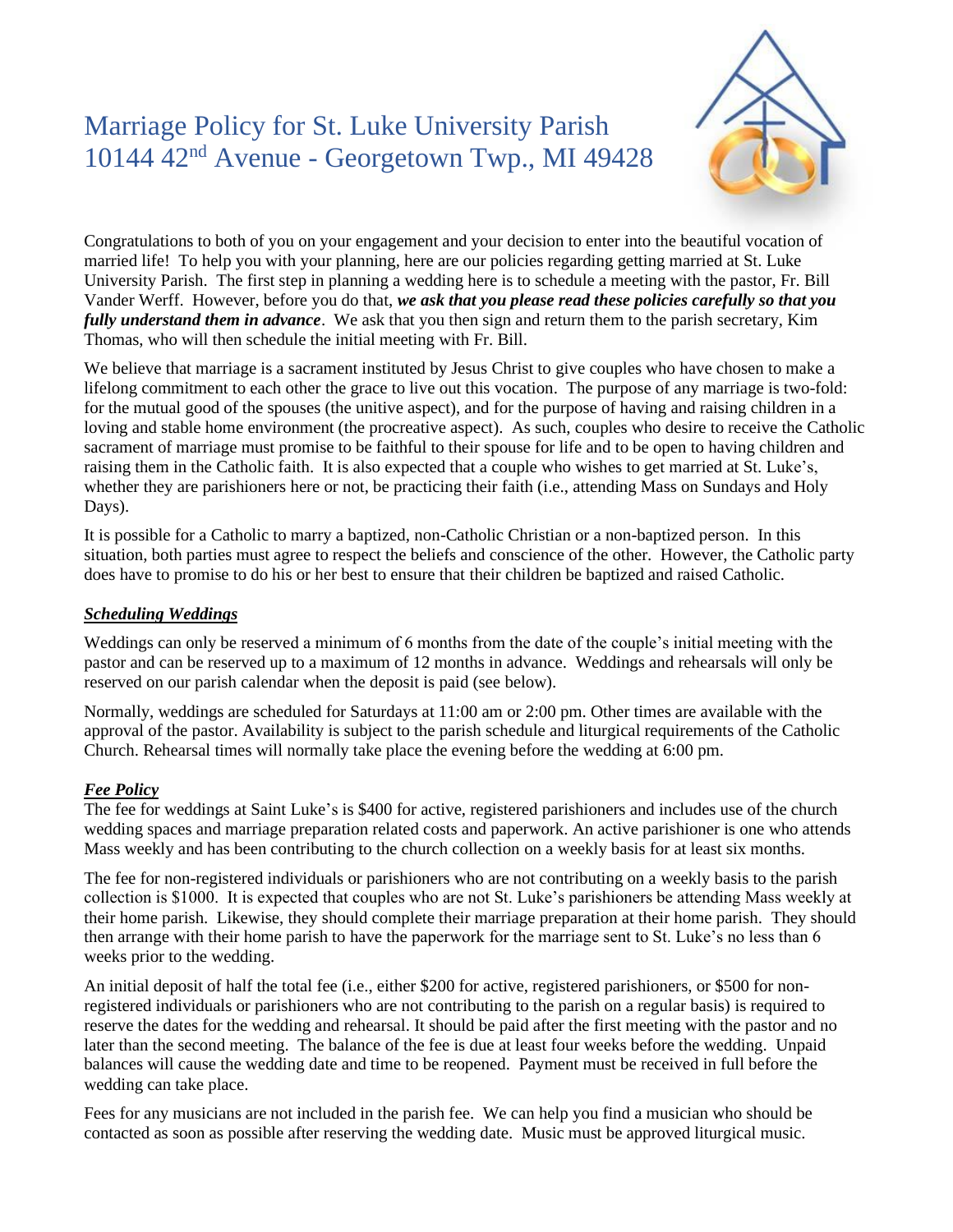# Marriage Policy for St. Luke University Parish
# 10144 42nd Avenue - Georgetown Twp., MI 49428

Congratulations to both of you on your engagement and your decision to enter into the beautiful vocation of married life! To help you with your planning, here are our policies regarding getting married at St. Luke University Parish. The first step in planning a wedding here is to schedule a meeting with the pastor, Fr. Bill Vander Werff. However, before you do that, ***we ask that you please read these policies carefully so that you fully understand them in advance***. We ask that you then sign and return them to the parish secretary, Kim Thomas, who will then schedule the initial meeting with Fr. Bill.

We believe that marriage is a sacrament instituted by Jesus Christ to give couples who have chosen to make a lifelong commitment to each other the grace to live out this vocation. The purpose of any marriage is two-fold: for the mutual good of the spouses (the unitive aspect), and for the purpose of having and raising children in a loving and stable home environment (the procreative aspect). As such, couples who desire to receive the Catholic sacrament of marriage must promise to be faithful to their spouse for life and to be open to having children and raising them in the Catholic faith. It is also expected that a couple who wishes to get married at St. Luke's, whether they are parishioners here or not, be practicing their faith (i.e., attending Mass on Sundays and Holy Days).

It is possible for a Catholic to marry a baptized, non-Catholic Christian or a non-baptized person. In this situation, both parties must agree to respect the beliefs and conscience of the other. However, the Catholic party does have to promise to do his or her best to ensure that their children be baptized and raised Catholic.

### ***Scheduling Weddings***

Weddings can only be reserved a minimum of 6 months from the date of the couple's initial meeting with the pastor and can be reserved up to a maximum of 12 months in advance. Weddings and rehearsals will only be reserved on our parish calendar when the deposit is paid (see below).

Normally, weddings are scheduled for Saturdays at 11:00 am or 2:00 pm. Other times are available with the approval of the pastor. Availability is subject to the parish schedule and liturgical requirements of the Catholic Church. Rehearsal times will normally take place the evening before the wedding at 6:00 pm.

### ***Fee Policy***

The fee for weddings at Saint Luke's is $400 for active, registered parishioners and includes use of the church wedding spaces and marriage preparation related costs and paperwork. An active parishioner is one who attends Mass weekly and has been contributing to the church collection on a weekly basis for at least six months.

The fee for non-registered individuals or parishioners who are not contributing on a weekly basis to the parish collection is $1000. It is expected that couples who are not St. Luke's parishioners be attending Mass weekly at their home parish. Likewise, they should complete their marriage preparation at their home parish. They should then arrange with their home parish to have the paperwork for the marriage sent to St. Luke's no less than 6 weeks prior to the wedding.

An initial deposit of half the total fee (i.e., either $200 for active, registered parishioners, or $500 for non-registered individuals or parishioners who are not contributing to the parish on a regular basis) is required to reserve the dates for the wedding and rehearsal. It should be paid after the first meeting with the pastor and no later than the second meeting. The balance of the fee is due at least four weeks before the wedding. Unpaid balances will cause the wedding date and time to be reopened. Payment must be received in full before the wedding can take place.

Fees for any musicians are not included in the parish fee. We can help you find a musician who should be contacted as soon as possible after reserving the wedding date. Music must be approved liturgical music.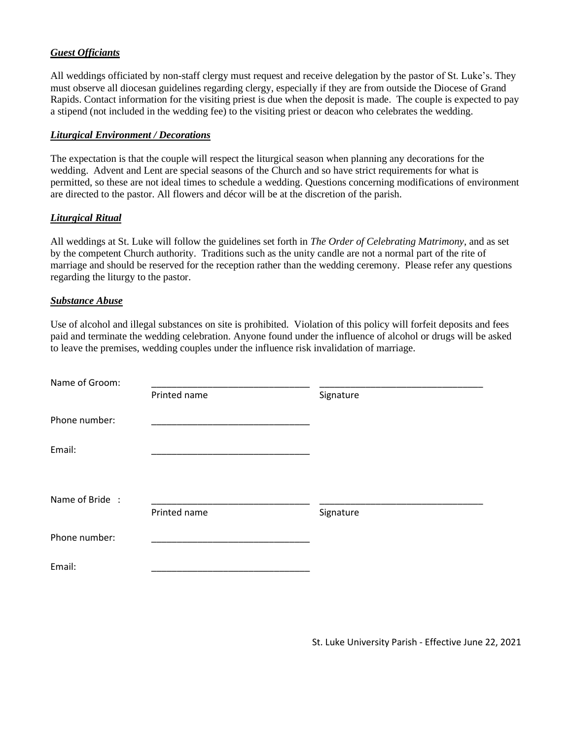***Guest Officiants***

All weddings officiated by non-staff clergy must request and receive delegation by the pastor of St. Luke's. They must observe all diocesan guidelines regarding clergy, especially if they are from outside the Diocese of Grand Rapids. Contact information for the visiting priest is due when the deposit is made. The couple is expected to pay a stipend (not included in the wedding fee) to the visiting priest or deacon who celebrates the wedding.

***Liturgical Environment / Decorations***

The expectation is that the couple will respect the liturgical season when planning any decorations for the wedding. Advent and Lent are special seasons of the Church and so have strict requirements for what is permitted, so these are not ideal times to schedule a wedding. Questions concerning modifications of environment are directed to the pastor. All flowers and décor will be at the discretion of the parish.

***Liturgical Ritual***

All weddings at St. Luke will follow the guidelines set forth in *The Order of Celebrating Matrimony*, and as set by the competent Church authority. Traditions such as the unity candle are not a normal part of the rite of marriage and should be reserved for the reception rather than the wedding ceremony. Please refer any questions regarding the liturgy to the pastor.

***Substance Abuse***

Use of alcohol and illegal substances on site is prohibited. Violation of this policy will forfeit deposits and fees paid and terminate the wedding celebration. Anyone found under the influence of alcohol or drugs will be asked to leave the premises, wedding couples under the influence risk invalidation of marriage.

Name of Groom: ________________________________ ________________________________
Printed name Signature

Phone number: ________________________________

Email: ________________________________

Name of Bride : ________________________________ ________________________________
Printed name Signature

Phone number: ________________________________

Email: ________________________________

St. Luke University Parish - Effective June 22, 2021